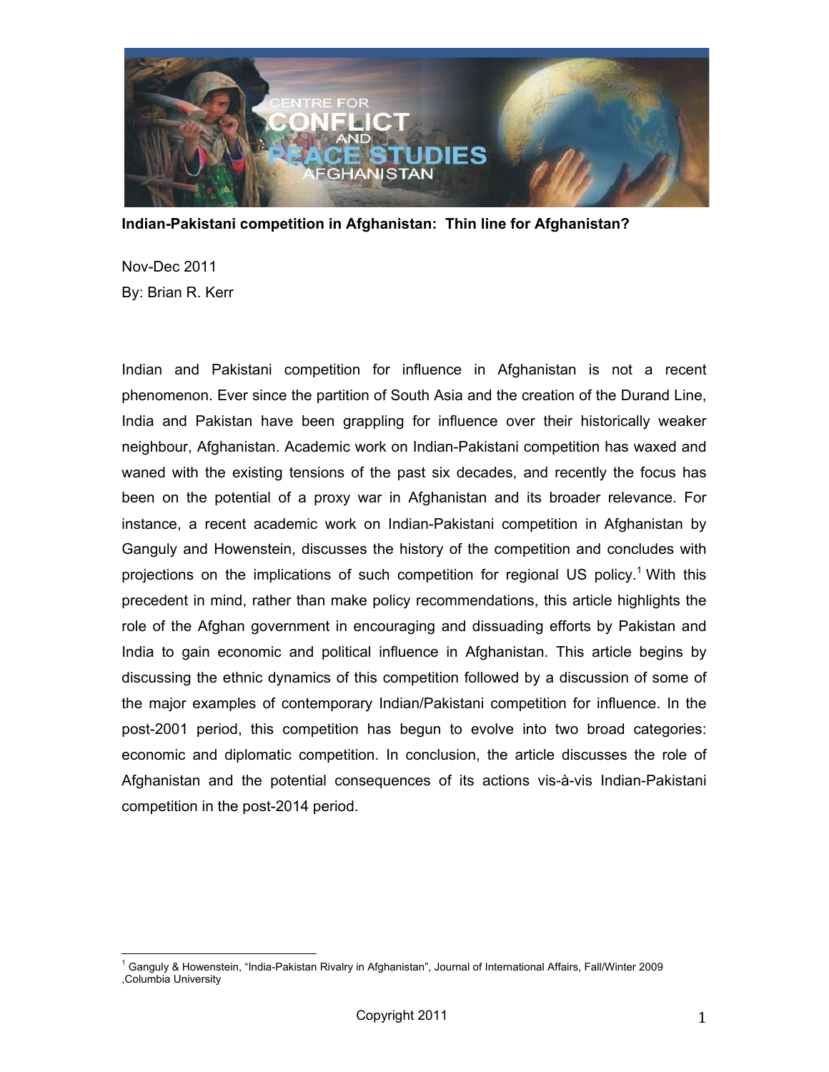# Indian-Pakistani competition in Afghanistan: Thin line for Afghanistan?

Nov-Dec 2011

By: Brian R. Kerr

Indian and Pakistani competition for influence in Afghanistan is not a recent phenomenon. Ever since the partition of South Asia and the creation of the Durand Line, India and Pakistan have been grappling for influence over their historically weaker neighbour, Afghanistan. Academic work on Indian-Pakistani competition has waxed and waned with the existing tensions of the past six decades, and recently the focus has been on the potential of a proxy war in Afghanistan and its broader relevance. For instance, a recent academic work on Indian-Pakistani competition in Afghanistan by Ganguly and Howenstein, discusses the history of the competition and concludes with projections on the implications of such competition for regional US policy.[1] With this precedent in mind, rather than make policy recommendations, this article highlights the role of the Afghan government in encouraging and dissuading efforts by Pakistan and India to gain economic and political influence in Afghanistan. This article begins by discussing the ethnic dynamics of this competition followed by a discussion of some of the major examples of contemporary Indian/Pakistani competition for influence. In the post-2001 period, this competition has begun to evolve into two broad categories: economic and diplomatic competition. In conclusion, the article discusses the role of Afghanistan and the potential consequences of its actions vis-à-vis Indian-Pakistani competition in the post-2014 period.

[1] Ganguly & Howenstein, "India-Pakistan Rivalry in Afghanistan", Journal of International Affairs, Fall/Winter 2009 ,Columbia University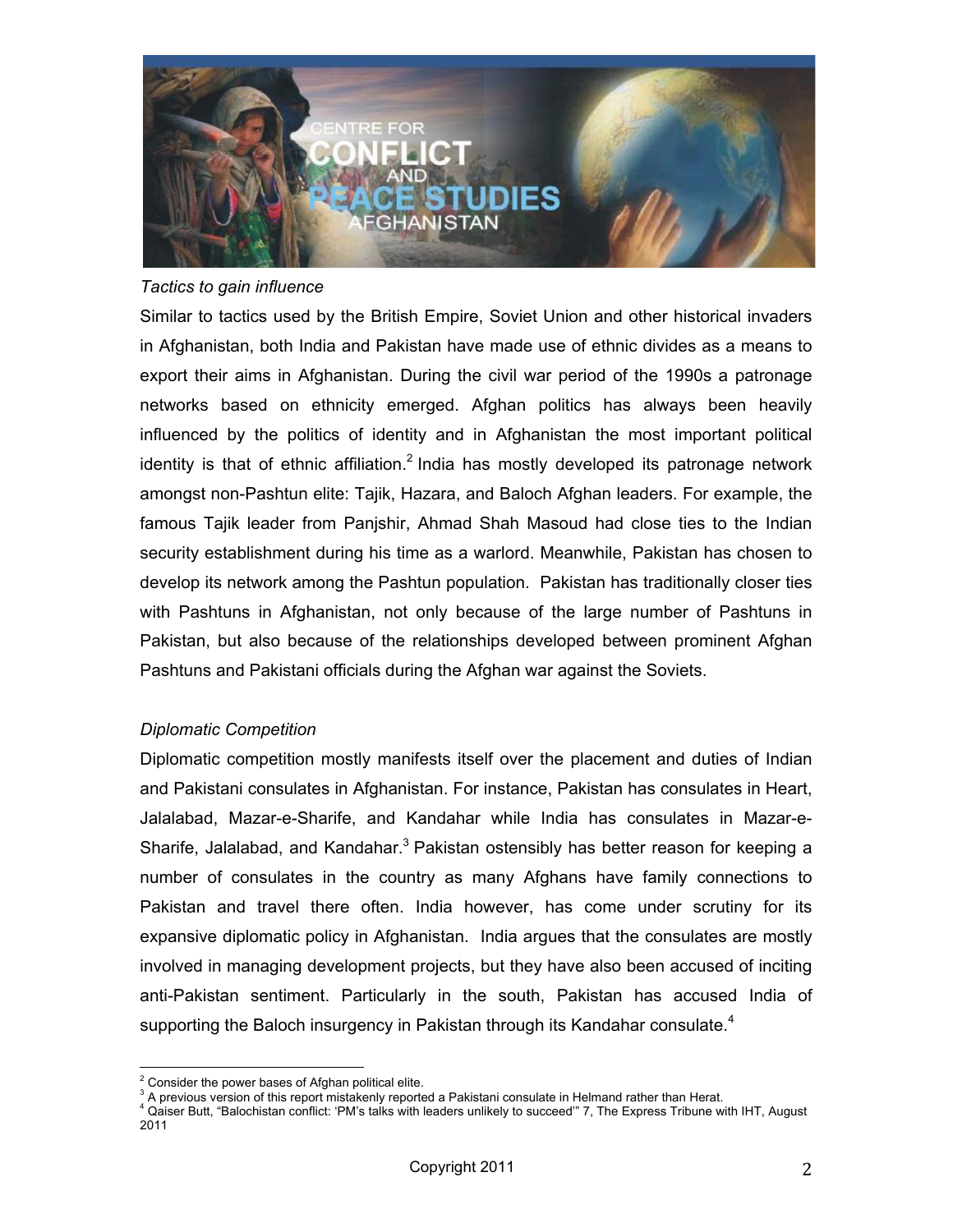*Tactics to gain influence*

Similar to tactics used by the British Empire, Soviet Union and other historical invaders in Afghanistan, both India and Pakistan have made use of ethnic divides as a means to export their aims in Afghanistan. During the civil war period of the 1990s a patronage networks based on ethnicity emerged. Afghan politics has always been heavily influenced by the politics of identity and in Afghanistan the most important political identity is that of ethnic affiliation.[2] India has mostly developed its patronage network amongst non-Pashtun elite: Tajik, Hazara, and Baloch Afghan leaders. For example, the famous Tajik leader from Panjshir, Ahmad Shah Masoud had close ties to the Indian security establishment during his time as a warlord. Meanwhile, Pakistan has chosen to develop its network among the Pashtun population. Pakistan has traditionally closer ties with Pashtuns in Afghanistan, not only because of the large number of Pashtuns in Pakistan, but also because of the relationships developed between prominent Afghan Pashtuns and Pakistani officials during the Afghan war against the Soviets.

*Diplomatic Competition*

Diplomatic competition mostly manifests itself over the placement and duties of Indian and Pakistani consulates in Afghanistan. For instance, Pakistan has consulates in Heart, Jalalabad, Mazar-e-Sharife, and Kandahar while India has consulates in Mazar-e-Sharife, Jalalabad, and Kandahar.[3] Pakistan ostensibly has better reason for keeping a number of consulates in the country as many Afghans have family connections to Pakistan and travel there often. India however, has come under scrutiny for its expansive diplomatic policy in Afghanistan. India argues that the consulates are mostly involved in managing development projects, but they have also been accused of inciting anti-Pakistan sentiment. Particularly in the south, Pakistan has accused India of supporting the Baloch insurgency in Pakistan through its Kandahar consulate.[4]

---

[2] Consider the power bases of Afghan political elite.

[3] A previous version of this report mistakenly reported a Pakistani consulate in Helmand rather than Herat.

[4] Qaiser Butt, "Balochistan conflict: 'PM's talks with leaders unlikely to succeed'" 7, The Express Tribune with IHT, August 2011

Copyright 2011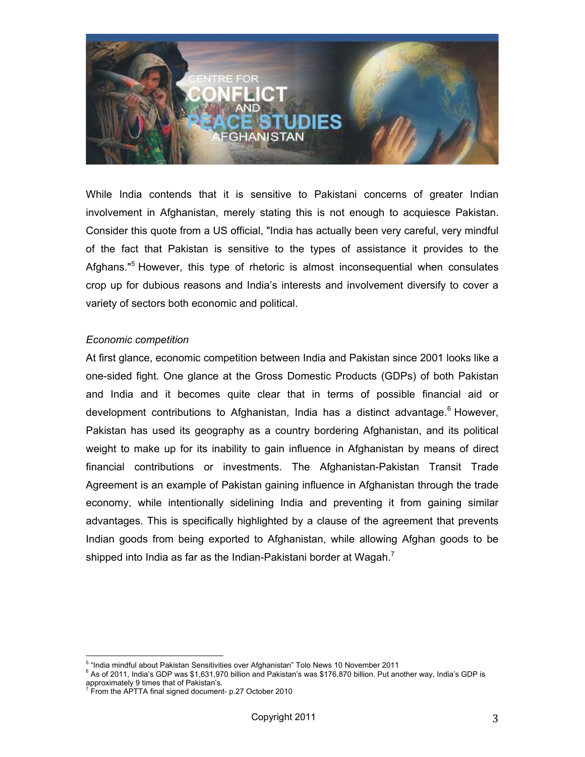While India contends that it is sensitive to Pakistani concerns of greater Indian involvement in Afghanistan, merely stating this is not enough to acquiesce Pakistan. Consider this quote from a US official, "India has actually been very careful, very mindful of the fact that Pakistan is sensitive to the types of assistance it provides to the Afghans."[5] However, this type of rhetoric is almost inconsequential when consulates crop up for dubious reasons and India's interests and involvement diversify to cover a variety of sectors both economic and political.

*Economic competition*

At first glance, economic competition between India and Pakistan since 2001 looks like a one-sided fight. One glance at the Gross Domestic Products (GDPs) of both Pakistan and India and it becomes quite clear that in terms of possible financial aid or development contributions to Afghanistan, India has a distinct advantage.[6] However, Pakistan has used its geography as a country bordering Afghanistan, and its political weight to make up for its inability to gain influence in Afghanistan by means of direct financial contributions or investments. The Afghanistan-Pakistan Transit Trade Agreement is an example of Pakistan gaining influence in Afghanistan through the trade economy, while intentionally sidelining India and preventing it from gaining similar advantages. This is specifically highlighted by a clause of the agreement that prevents Indian goods from being exported to Afghanistan, while allowing Afghan goods to be shipped into India as far as the Indian-Pakistani border at Wagah.[7]

---

[5] "India mindful about Pakistan Sensitivities over Afghanistan" Tolo News 10 November 2011

[6] As of 2011, India's GDP was $1,631,970 billion and Pakistan's was $176,870 billion. Put another way, India's GDP is approximately 9 times that of Pakistan's.

[7] From the APTTA final signed document- p.27 October 2010

Copyright 2011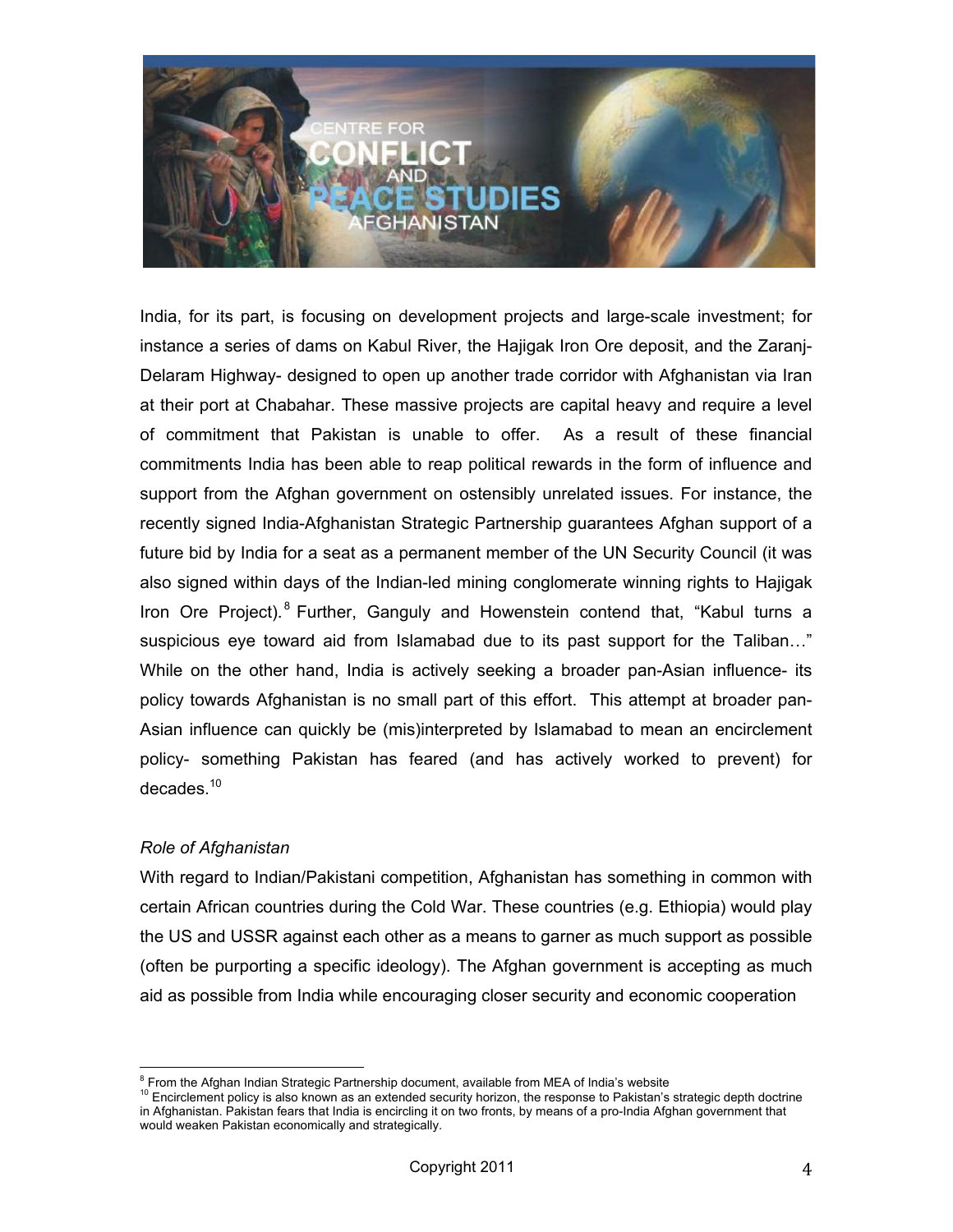India, for its part, is focusing on development projects and large-scale investment; for instance a series of dams on Kabul River, the Hajigak Iron Ore deposit, and the Zaranj-Delaram Highway- designed to open up another trade corridor with Afghanistan via Iran at their port at Chabahar. These massive projects are capital heavy and require a level of commitment that Pakistan is unable to offer. As a result of these financial commitments India has been able to reap political rewards in the form of influence and support from the Afghan government on ostensibly unrelated issues. For instance, the recently signed India-Afghanistan Strategic Partnership guarantees Afghan support of a future bid by India for a seat as a permanent member of the UN Security Council (it was also signed within days of the Indian-led mining conglomerate winning rights to Hajigak Iron Ore Project).[8] Further, Ganguly and Howenstein contend that, "Kabul turns a suspicious eye toward aid from Islamabad due to its past support for the Taliban…" While on the other hand, India is actively seeking a broader pan-Asian influence- its policy towards Afghanistan is no small part of this effort. This attempt at broader pan-Asian influence can quickly be (mis)interpreted by Islamabad to mean an encirclement policy- something Pakistan has feared (and has actively worked to prevent) for decades.[10]

*Role of Afghanistan*

With regard to Indian/Pakistani competition, Afghanistan has something in common with certain African countries during the Cold War. These countries (e.g. Ethiopia) would play the US and USSR against each other as a means to garner as much support as possible (often be purporting a specific ideology). The Afghan government is accepting as much aid as possible from India while encouraging closer security and economic cooperation

---

[8] From the Afghan Indian Strategic Partnership document, available from MEA of India's website

[10] Encirclement policy is also known as an extended security horizon, the response to Pakistan's strategic depth doctrine in Afghanistan. Pakistan fears that India is encircling it on two fronts, by means of a pro-India Afghan government that would weaken Pakistan economically and strategically.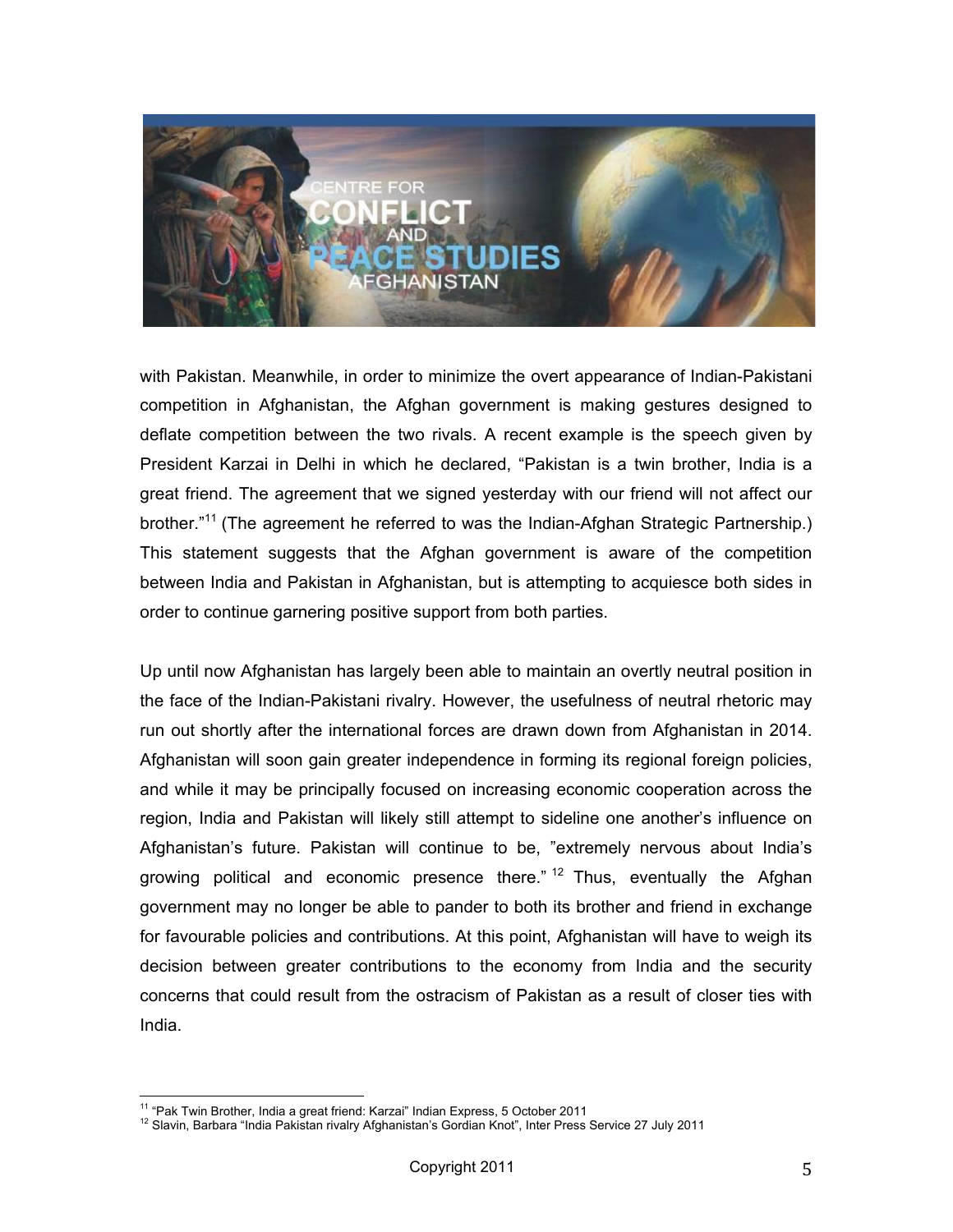with Pakistan. Meanwhile, in order to minimize the overt appearance of Indian-Pakistani competition in Afghanistan, the Afghan government is making gestures designed to deflate competition between the two rivals. A recent example is the speech given by President Karzai in Delhi in which he declared, "Pakistan is a twin brother, India is a great friend. The agreement that we signed yesterday with our friend will not affect our brother."[11] (The agreement he referred to was the Indian-Afghan Strategic Partnership.) This statement suggests that the Afghan government is aware of the competition between India and Pakistan in Afghanistan, but is attempting to acquiesce both sides in order to continue garnering positive support from both parties.

Up until now Afghanistan has largely been able to maintain an overtly neutral position in the face of the Indian-Pakistani rivalry. However, the usefulness of neutral rhetoric may run out shortly after the international forces are drawn down from Afghanistan in 2014. Afghanistan will soon gain greater independence in forming its regional foreign policies, and while it may be principally focused on increasing economic cooperation across the region, India and Pakistan will likely still attempt to sideline one another's influence on Afghanistan's future. Pakistan will continue to be, "extremely nervous about India's growing political and economic presence there."[12] Thus, eventually the Afghan government may no longer be able to pander to both its brother and friend in exchange for favourable policies and contributions. At this point, Afghanistan will have to weigh its decision between greater contributions to the economy from India and the security concerns that could result from the ostracism of Pakistan as a result of closer ties with India.

---

[11] "Pak Twin Brother, India a great friend: Karzai" Indian Express, 5 October 2011

[12] Slavin, Barbara "India Pakistan rivalry Afghanistan's Gordian Knot", Inter Press Service 27 July 2011

Copyright 2011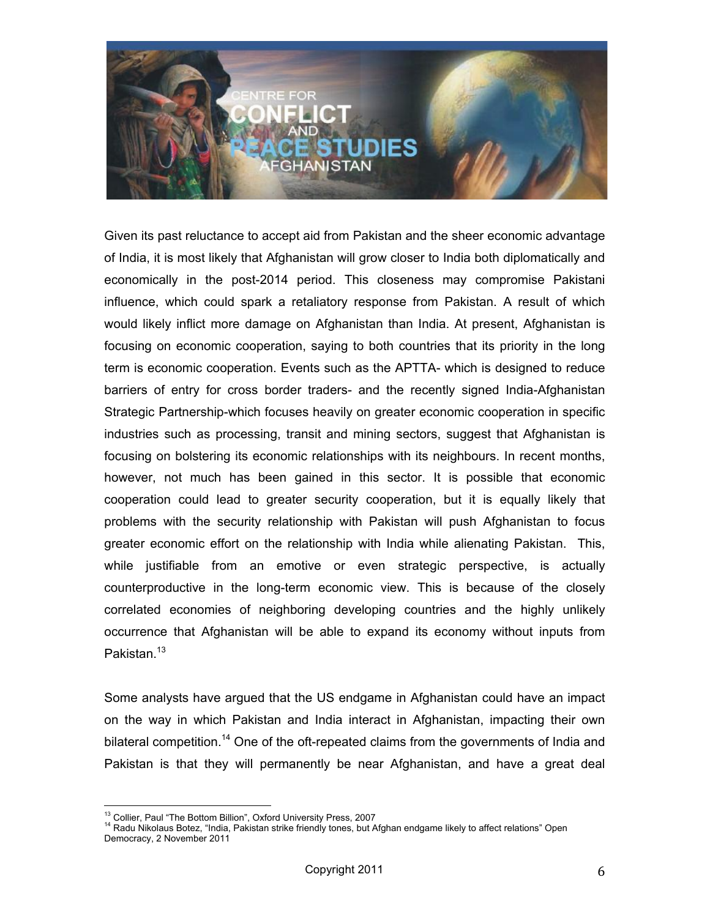Given its past reluctance to accept aid from Pakistan and the sheer economic advantage of India, it is most likely that Afghanistan will grow closer to India both diplomatically and economically in the post-2014 period. This closeness may compromise Pakistani influence, which could spark a retaliatory response from Pakistan. A result of which would likely inflict more damage on Afghanistan than India. At present, Afghanistan is focusing on economic cooperation, saying to both countries that its priority in the long term is economic cooperation. Events such as the APTTA- which is designed to reduce barriers of entry for cross border traders- and the recently signed India-Afghanistan Strategic Partnership-which focuses heavily on greater economic cooperation in specific industries such as processing, transit and mining sectors, suggest that Afghanistan is focusing on bolstering its economic relationships with its neighbours. In recent months, however, not much has been gained in this sector. It is possible that economic cooperation could lead to greater security cooperation, but it is equally likely that problems with the security relationship with Pakistan will push Afghanistan to focus greater economic effort on the relationship with India while alienating Pakistan. This, while justifiable from an emotive or even strategic perspective, is actually counterproductive in the long-term economic view. This is because of the closely correlated economies of neighboring developing countries and the highly unlikely occurrence that Afghanistan will be able to expand its economy without inputs from Pakistan.[13]

Some analysts have argued that the US endgame in Afghanistan could have an impact on the way in which Pakistan and India interact in Afghanistan, impacting their own bilateral competition.[14] One of the oft-repeated claims from the governments of India and Pakistan is that they will permanently be near Afghanistan, and have a great deal

---

[13] Collier, Paul "The Bottom Billion", Oxford University Press, 2007

[14] Radu Nikolaus Botez, "India, Pakistan strike friendly tones, but Afghan endgame likely to affect relations" Open Democracy, 2 November 2011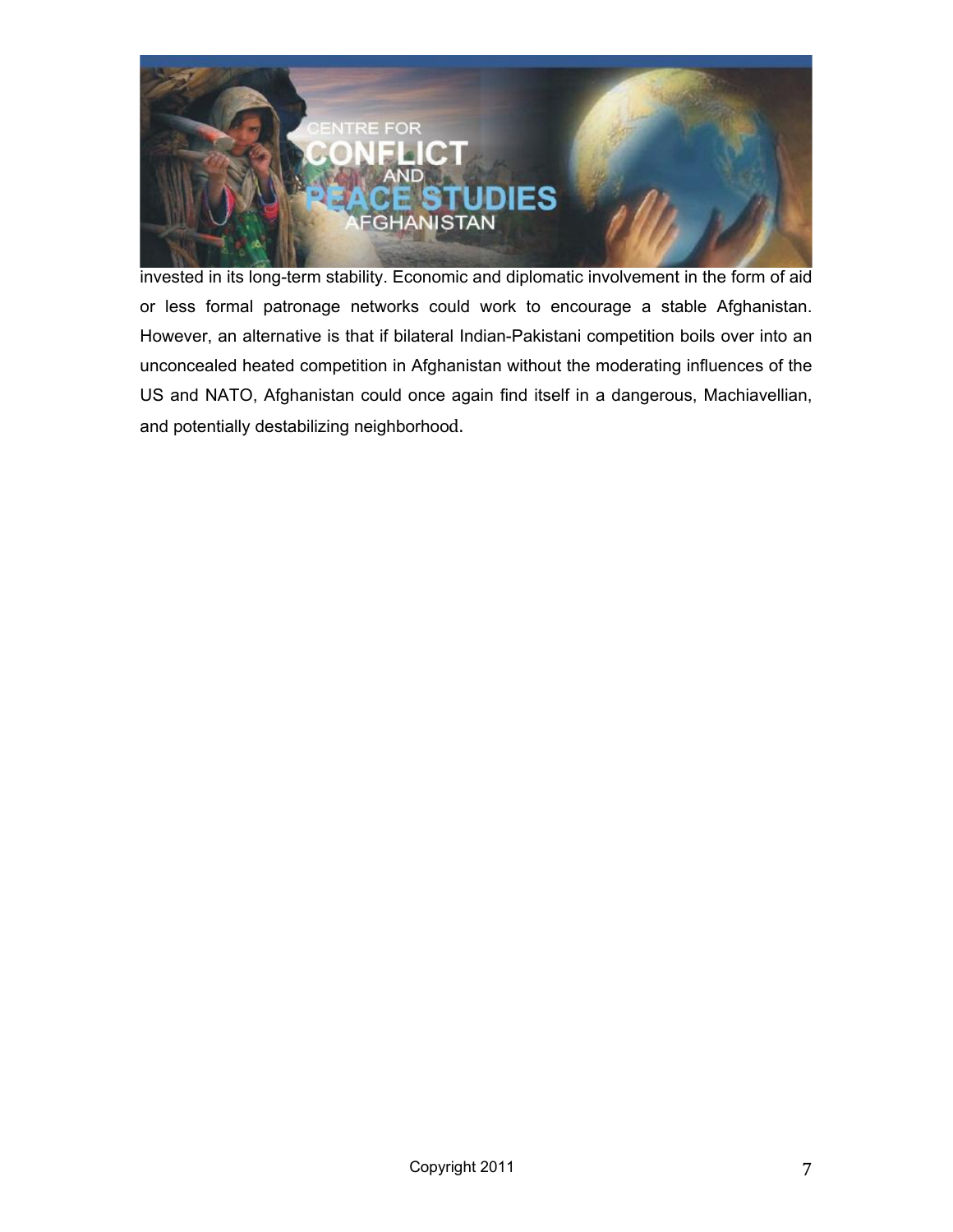invested in its long-term stability. Economic and diplomatic involvement in the form of aid or less formal patronage networks could work to encourage a stable Afghanistan. However, an alternative is that if bilateral Indian-Pakistani competition boils over into an unconcealed heated competition in Afghanistan without the moderating influences of the US and NATO, Afghanistan could once again find itself in a dangerous, Machiavellian, and potentially destabilizing neighborhood.